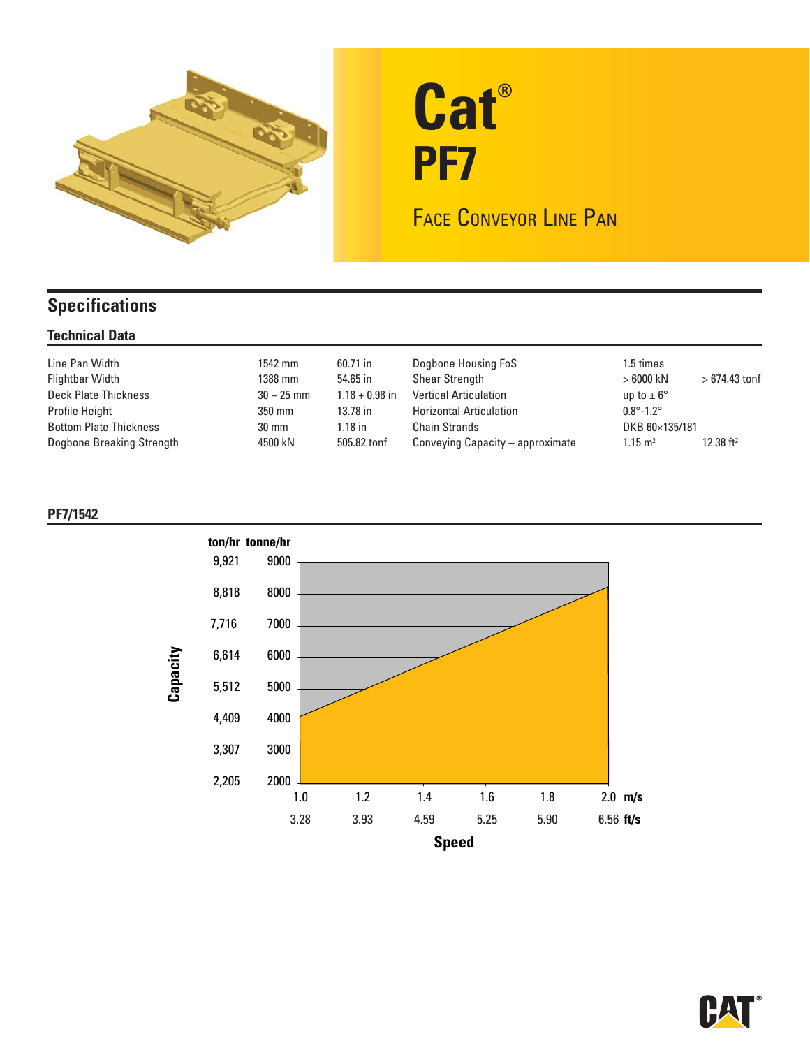# Cat® PF7

## Face Conveyor Line Pan

## Specifications

### Technical Data

| | | | | | |
|---|---|---|---|---|---|
| Line Pan Width | 1542 mm | 60.71 in | Dogbone Housing FoS | 1.5 times | |
| Flightbar Width | 1388 mm | 54.65 in | Shear Strength | > 6000 kN | > 674.43 tonf |
| Deck Plate Thickness | 30 + 25 mm | 1.18 + 0.98 in | Vertical Articulation | up to ± 6° | |
| Profile Height | 350 mm | 13.78 in | Horizontal Articulation | 0.8°-1.2° | |
| Bottom Plate Thickness | 30 mm | 1.18 in | Chain Strands | DKB 60×135/181 | |
| Dogbone Breaking Strength | 4500 kN | 505.82 tonf | Conveying Capacity – approximate | 1.15 $m^2$ | 12.38 $ft^2$ |

### PF7/1542

Capacity

| ton/hr | tonne/hr |
|---|---|
| 9,921 | 9000 |
| 8,818 | 8000 |
| 7,716 | 7000 |
| 6,614 | 6000 |
| 5,512 | 5000 |
| 4,409 | 4000 |
| 3,307 | 3000 |
| 2,205 | 2000 |

Speed

| m/s | 1.0 | 1.2 | 1.4 | 1.6 | 1.8 | 2.0 |
|---|---|---|---|---|---|---|
| ft/s | 3.28 | 3.93 | 4.59 | 5.25 | 5.90 | 6.56 |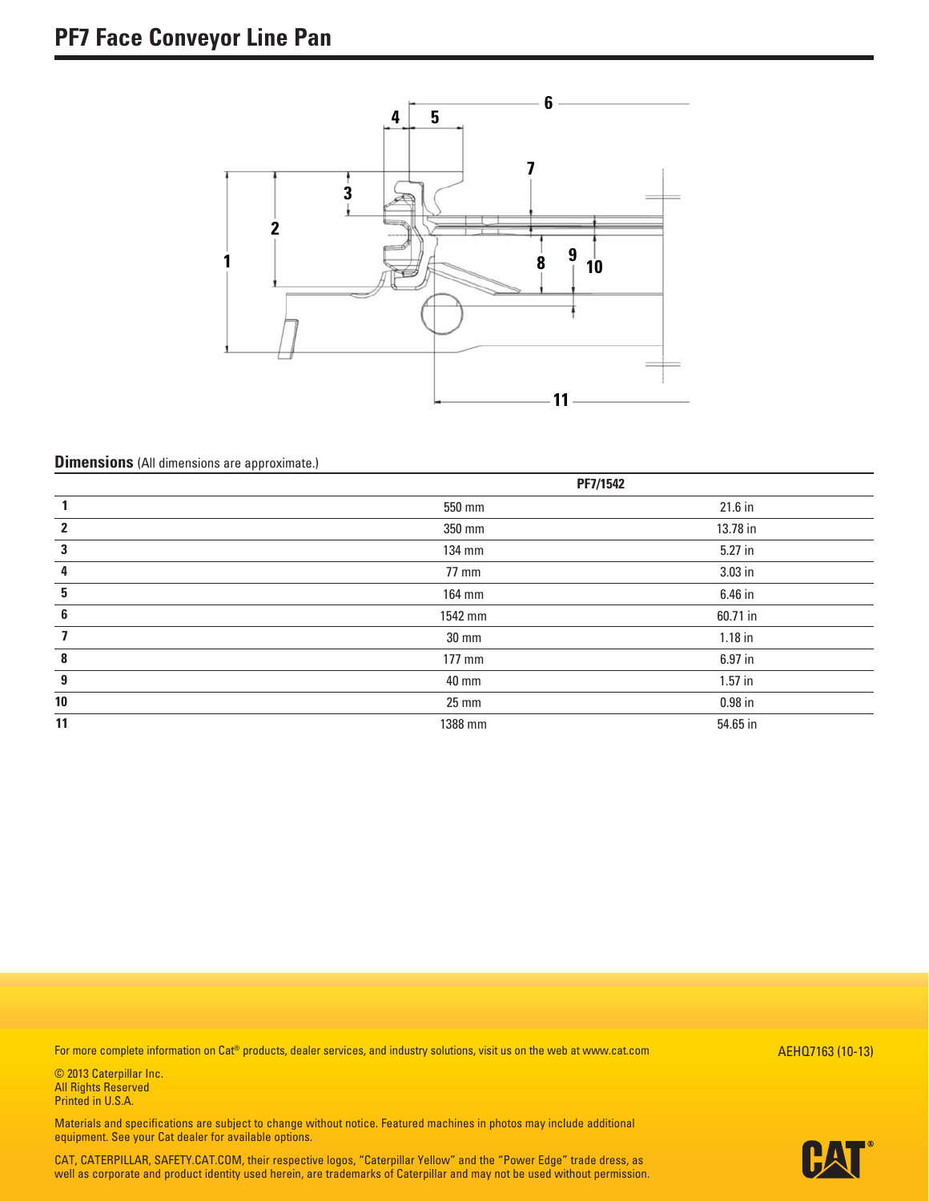# PF7 Face Conveyor Line Pan

6
4
5
7
3
2
1
8
9
10
11

**Dimensions** (All dimensions are approximate.)

| | PF7/1542 | |
|---|---|---|
| **1** | 550 mm | 21.6 in |
| **2** | 350 mm | 13.78 in |
| **3** | 134 mm | 5.27 in |
| **4** | 77 mm | 3.03 in |
| **5** | 164 mm | 6.46 in |
| **6** | 1542 mm | 60.71 in |
| **7** | 30 mm | 1.18 in |
| **8** | 177 mm | 6.97 in |
| **9** | 40 mm | 1.57 in |
| **10** | 25 mm | 0.98 in |
| **11** | 1388 mm | 54.65 in |

For more complete information on Cat® products, dealer services, and industry solutions, visit us on the web at www.cat.com

AEHQ7163 (10-13)

© 2013 Caterpillar Inc.
All Rights Reserved
Printed in U.S.A.

Materials and specifications are subject to change without notice. Featured machines in photos may include additional equipment. See your Cat dealer for available options.

CAT, CATERPILLAR, SAFETY.CAT.COM, their respective logos, "Caterpillar Yellow" and the "Power Edge" trade dress, as well as corporate and product identity used herein, are trademarks of Caterpillar and may not be used without permission.